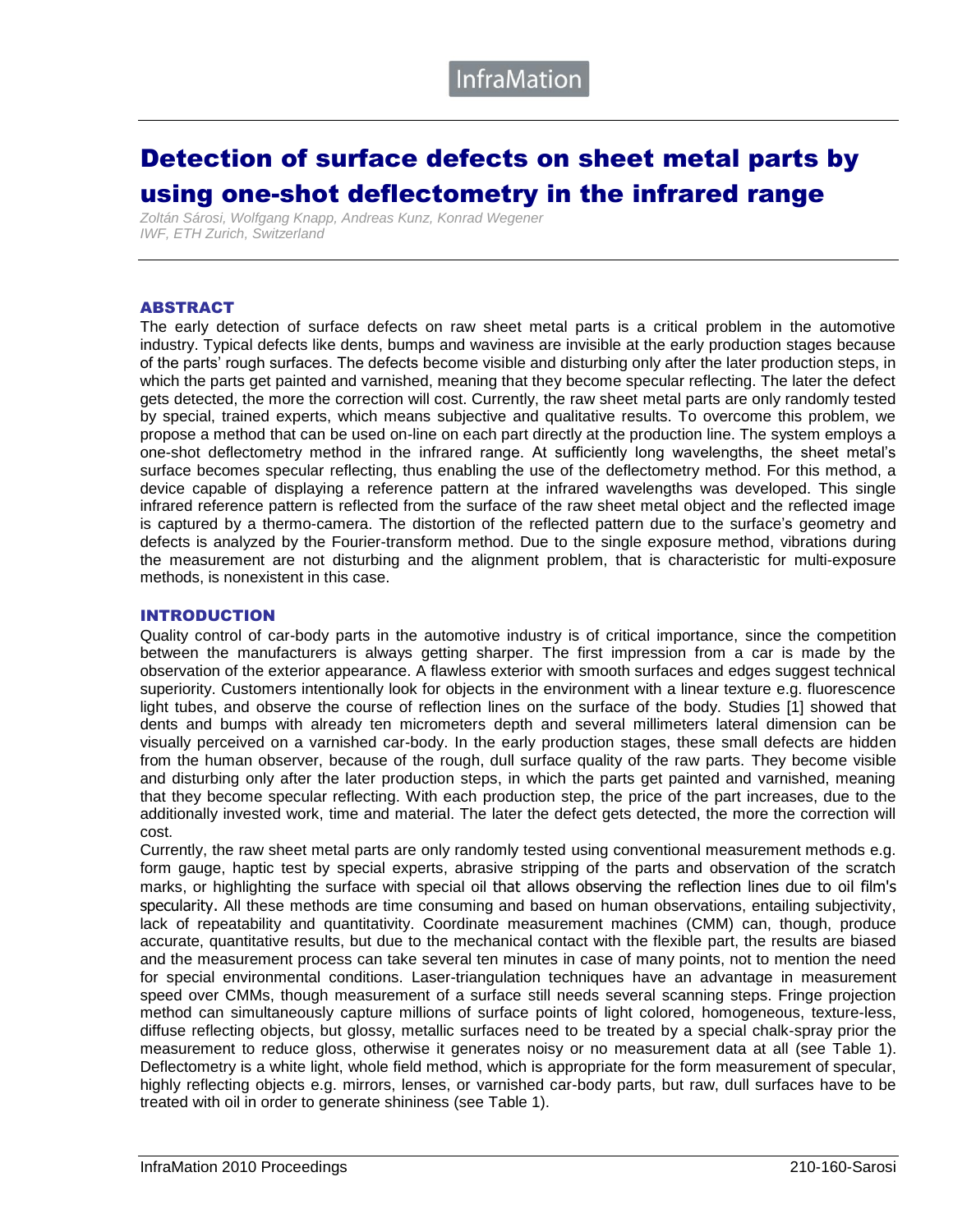# Detection of surface defects on sheet metal parts by using one-shot deflectometry in the infrared range

*Zoltán Sárosi, Wolfgang Knapp, Andreas Kunz, Konrad Wegener*
*IWF, ETH Zurich, Switzerland*

## ABSTRACT

The early detection of surface defects on raw sheet metal parts is a critical problem in the automotive industry. Typical defects like dents, bumps and waviness are invisible at the early production stages because of the parts' rough surfaces. The defects become visible and disturbing only after the later production steps, in which the parts get painted and varnished, meaning that they become specular reflecting. The later the defect gets detected, the more the correction will cost. Currently, the raw sheet metal parts are only randomly tested by special, trained experts, which means subjective and qualitative results. To overcome this problem, we propose a method that can be used on-line on each part directly at the production line. The system employs a one-shot deflectometry method in the infrared range. At sufficiently long wavelengths, the sheet metal's surface becomes specular reflecting, thus enabling the use of the deflectometry method. For this method, a device capable of displaying a reference pattern at the infrared wavelengths was developed. This single infrared reference pattern is reflected from the surface of the raw sheet metal object and the reflected image is captured by a thermo-camera. The distortion of the reflected pattern due to the surface's geometry and defects is analyzed by the Fourier-transform method. Due to the single exposure method, vibrations during the measurement are not disturbing and the alignment problem, that is characteristic for multi-exposure methods, is nonexistent in this case.

## INTRODUCTION

Quality control of car-body parts in the automotive industry is of critical importance, since the competition between the manufacturers is always getting sharper. The first impression from a car is made by the observation of the exterior appearance. A flawless exterior with smooth surfaces and edges suggest technical superiority. Customers intentionally look for objects in the environment with a linear texture e.g. fluorescence light tubes, and observe the course of reflection lines on the surface of the body. Studies [1] showed that dents and bumps with already ten micrometers depth and several millimeters lateral dimension can be visually perceived on a varnished car-body. In the early production stages, these small defects are hidden from the human observer, because of the rough, dull surface quality of the raw parts. They become visible and disturbing only after the later production steps, in which the parts get painted and varnished, meaning that they become specular reflecting. With each production step, the price of the part increases, due to the additionally invested work, time and material. The later the defect gets detected, the more the correction will cost.

Currently, the raw sheet metal parts are only randomly tested using conventional measurement methods e.g. form gauge, haptic test by special experts, abrasive stripping of the parts and observation of the scratch marks, or highlighting the surface with special oil that allows observing the reflection lines due to oil film's specularity. All these methods are time consuming and based on human observations, entailing subjectivity, lack of repeatability and quantitativity. Coordinate measurement machines (CMM) can, though, produce accurate, quantitative results, but due to the mechanical contact with the flexible part, the results are biased and the measurement process can take several ten minutes in case of many points, not to mention the need for special environmental conditions. Laser-triangulation techniques have an advantage in measurement speed over CMMs, though measurement of a surface still needs several scanning steps. Fringe projection method can simultaneously capture millions of surface points of light colored, homogeneous, texture-less, diffuse reflecting objects, but glossy, metallic surfaces need to be treated by a special chalk-spray prior the measurement to reduce gloss, otherwise it generates noisy or no measurement data at all (see Table 1). Deflectometry is a white light, whole field method, which is appropriate for the form measurement of specular, highly reflecting objects e.g. mirrors, lenses, or varnished car-body parts, but raw, dull surfaces have to be treated with oil in order to generate shininess (see Table 1).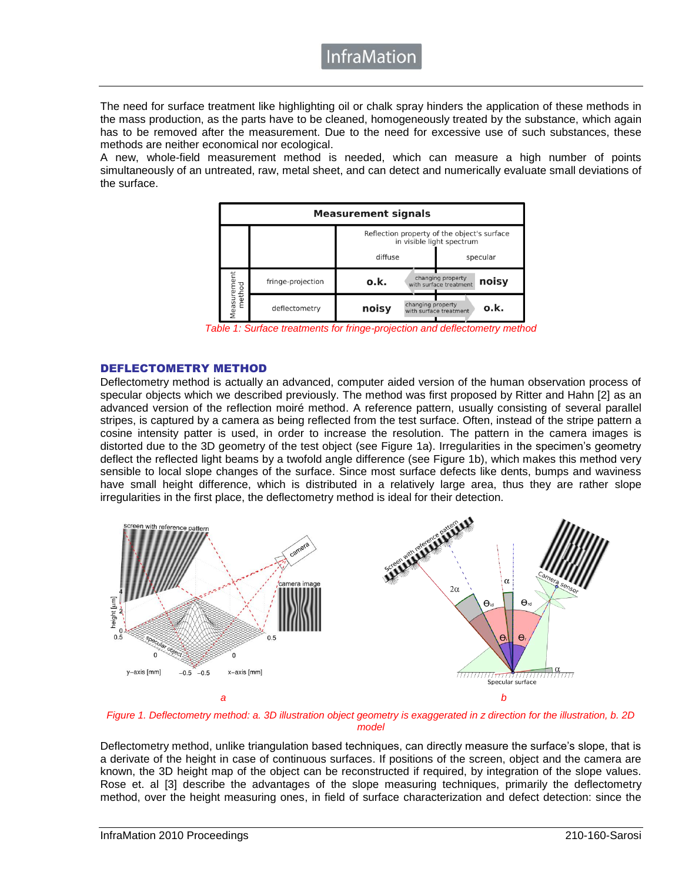The need for surface treatment like highlighting oil or chalk spray hinders the application of these methods in the mass production, as the parts have to be cleaned, homogeneously treated by the substance, which again has to be removed after the measurement. Due to the need for excessive use of such substances, these methods are neither economical nor ecological.

A new, whole-field measurement method is needed, which can measure a high number of points simultaneously of an untreated, raw, metal sheet, and can detect and numerically evaluate small deviations of the surface.

| Measurement signals | | | | |
|---|---|---|---|---|
| | | Reflection property of the object's surface in visible light spectrum | | |
| | | diffuse | | specular |
| Measurement method | fringe-projection | o.k. | ← changing property with surface treatment | noisy |
| | deflectometry | noisy | changing property with surface treatment → | o.k. |

*Table 1: Surface treatments for fringe-projection and deflectometry method*

## DEFLECTOMETRY METHOD

Deflectometry method is actually an advanced, computer aided version of the human observation process of specular objects which we described previously. The method was first proposed by Ritter and Hahn [2] as an advanced version of the reflection moiré method. A reference pattern, usually consisting of several parallel stripes, is captured by a camera as being reflected from the test surface. Often, instead of the stripe pattern a cosine intensity patter is used, in order to increase the resolution. The pattern in the camera images is distorted due to the 3D geometry of the test object (see Figure 1a). Irregularities in the specimen's geometry deflect the reflected light beams by a twofold angle difference (see Figure 1b), which makes this method very sensible to local slope changes of the surface. Since most surface defects like dents, bumps and waviness have small height difference, which is distributed in a relatively large area, thus they are rather slope irregularities in the first place, the deflectometry method is ideal for their detection.

*Figure 1. Deflectometry method: a. 3D illustration object geometry is exaggerated in z direction for the illustration, b. 2D model*

Deflectometry method, unlike triangulation based techniques, can directly measure the surface's slope, that is a derivate of the height in case of continuous surfaces. If positions of the screen, object and the camera are known, the 3D height map of the object can be reconstructed if required, by integration of the slope values. Rose et. al [3] describe the advantages of the slope measuring techniques, primarily the deflectometry method, over the height measuring ones, in field of surface characterization and defect detection: since the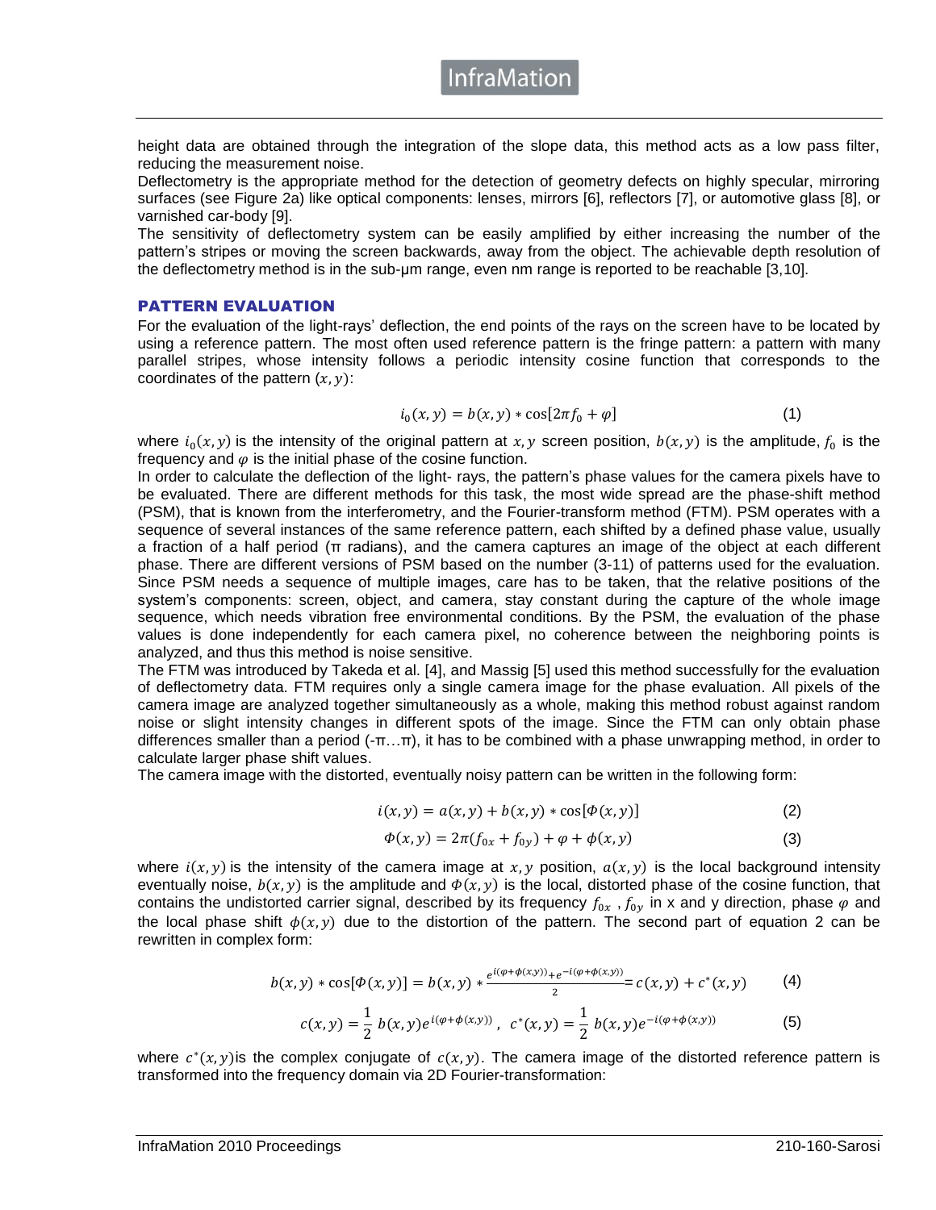height data are obtained through the integration of the slope data, this method acts as a low pass filter, reducing the measurement noise.

Deflectometry is the appropriate method for the detection of geometry defects on highly specular, mirroring surfaces (see Figure 2a) like optical components: lenses, mirrors [6], reflectors [7], or automotive glass [8], or varnished car-body [9].

The sensitivity of deflectometry system can be easily amplified by either increasing the number of the pattern's stripes or moving the screen backwards, away from the object. The achievable depth resolution of the deflectometry method is in the sub-µm range, even nm range is reported to be reachable [3,10].

## PATTERN EVALUATION

For the evaluation of the light-rays' deflection, the end points of the rays on the screen have to be located by using a reference pattern. The most often used reference pattern is the fringe pattern: a pattern with many parallel stripes, whose intensity follows a periodic intensity cosine function that corresponds to the coordinates of the pattern $(x, y)$:

$$i_0(x, y) = b(x, y) * \cos[2\pi f_0 + \varphi] \tag{1}$$

where $i_0(x, y)$ is the intensity of the original pattern at $x, y$ screen position, $b(x, y)$ is the amplitude, $f_0$ is the frequency and $\varphi$ is the initial phase of the cosine function.

In order to calculate the deflection of the light- rays, the pattern's phase values for the camera pixels have to be evaluated. There are different methods for this task, the most wide spread are the phase-shift method (PSM), that is known from the interferometry, and the Fourier-transform method (FTM). PSM operates with a sequence of several instances of the same reference pattern, each shifted by a defined phase value, usually a fraction of a half period (π radians), and the camera captures an image of the object at each different phase. There are different versions of PSM based on the number (3-11) of patterns used for the evaluation. Since PSM needs a sequence of multiple images, care has to be taken, that the relative positions of the system's components: screen, object, and camera, stay constant during the capture of the whole image sequence, which needs vibration free environmental conditions. By the PSM, the evaluation of the phase values is done independently for each camera pixel, no coherence between the neighboring points is analyzed, and thus this method is noise sensitive.

The FTM was introduced by Takeda et al. [4], and Massig [5] used this method successfully for the evaluation of deflectometry data. FTM requires only a single camera image for the phase evaluation. All pixels of the camera image are analyzed together simultaneously as a whole, making this method robust against random noise or slight intensity changes in different spots of the image. Since the FTM can only obtain phase differences smaller than a period (-π…π), it has to be combined with a phase unwrapping method, in order to calculate larger phase shift values.

The camera image with the distorted, eventually noisy pattern can be written in the following form:

$$i(x, y) = a(x, y) + b(x, y) * \cos[\Phi(x, y)] \tag{2}$$

$$\Phi(x, y) = 2\pi(f_{0x} + f_{0y}) + \varphi + \phi(x, y) \tag{3}$$

where $i(x, y)$ is the intensity of the camera image at $x, y$ position, $a(x, y)$ is the local background intensity eventually noise, $b(x, y)$ is the amplitude and $\Phi(x, y)$ is the local, distorted phase of the cosine function, that contains the undistorted carrier signal, described by its frequency $f_{0x}$ , $f_{0y}$ in x and y direction, phase $\varphi$ and the local phase shift $\phi(x, y)$ due to the distortion of the pattern. The second part of equation 2 can be rewritten in complex form:

$$b(x, y) * \cos[\Phi(x, y)] = b(x, y) * \frac{e^{i(\varphi+\phi(x,y))} + e^{-i(\varphi+\phi(x,y))}}{2} = c(x, y) + c^*(x, y) \tag{4}$$

$$c(x, y) = \frac{1}{2}\, b(x, y) e^{i(\varphi+\phi(x,y))}, \quad c^*(x, y) = \frac{1}{2}\, b(x, y) e^{-i(\varphi+\phi(x,y))} \tag{5}$$

where $c^*(x, y)$ is the complex conjugate of $c(x, y)$. The camera image of the distorted reference pattern is transformed into the frequency domain via 2D Fourier-transformation: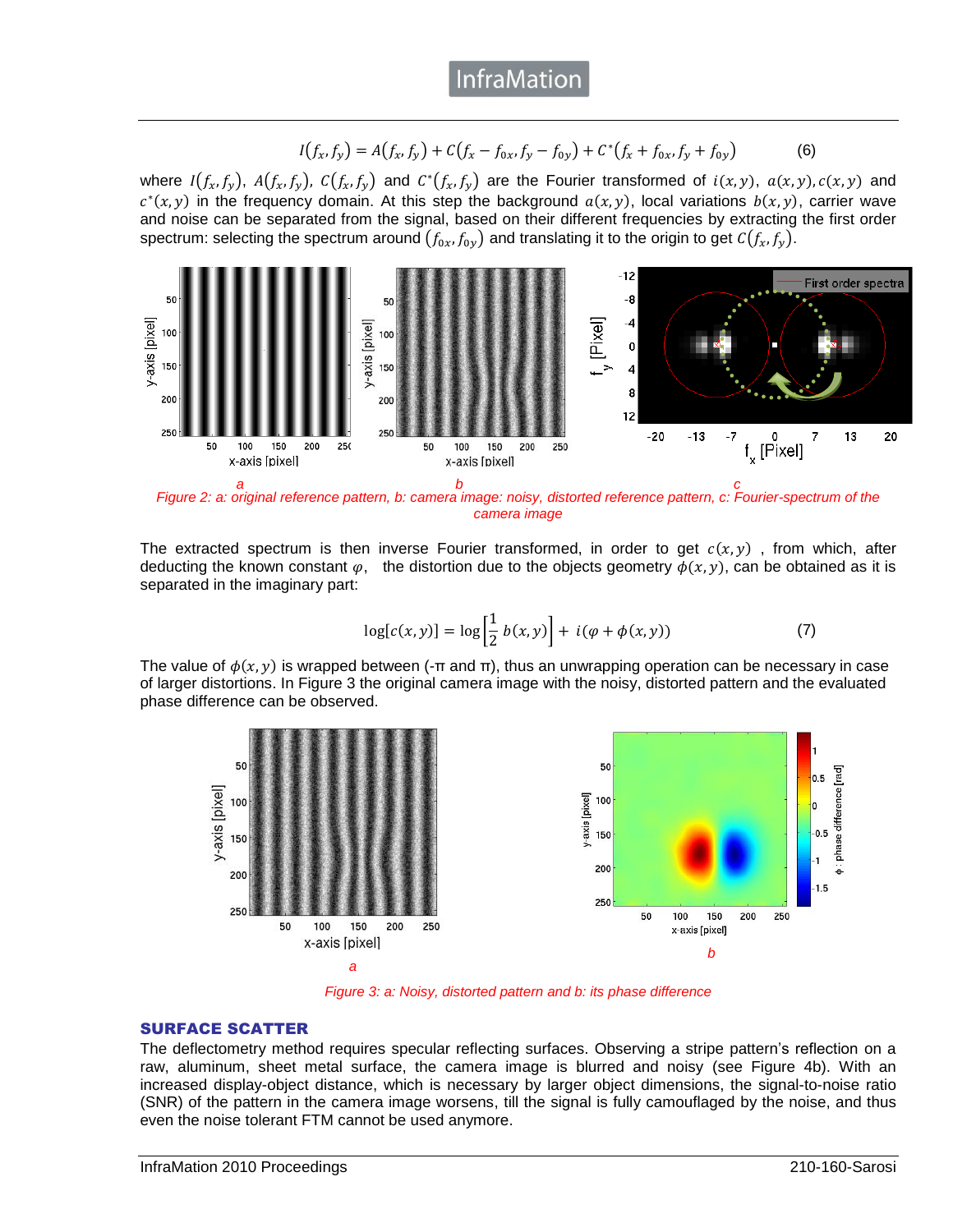$$I(f_x, f_y) = A(f_x, f_y) + C(f_x - f_{0x}, f_y - f_{0y}) + C^*(f_x + f_{0x}, f_y + f_{0y}) \tag{6}$$

where $I(f_x, f_y)$, $A(f_x, f_y)$, $C(f_x, f_y)$ and $C^*(f_x, f_y)$ are the Fourier transformed of $i(x, y)$, $a(x, y)$, $c(x, y)$ and $c^*(x, y)$ in the frequency domain. At this step the background $a(x, y)$, local variations $b(x, y)$, carrier wave and noise can be separated from the signal, based on their different frequencies by extracting the first order spectrum: selecting the spectrum around $(f_{0x}, f_{0y})$ and translating it to the origin to get $C(f_x, f_y)$.

*Figure 2: a: original reference pattern, b: camera image: noisy, distorted reference pattern, c: Fourier-spectrum of the camera image*

The extracted spectrum is then inverse Fourier transformed, in order to get $c(x, y)$ , from which, after deducting the known constant $\varphi$, the distortion due to the objects geometry $\phi(x, y)$, can be obtained as it is separated in the imaginary part:

$$\log[c(x, y)] = \log\left[\frac{1}{2}\, b(x, y)\right] + i(\varphi + \phi(x, y)) \tag{7}$$

The value of $\phi(x, y)$ is wrapped between (-π and π), thus an unwrapping operation can be necessary in case of larger distortions. In Figure 3 the original camera image with the noisy, distorted pattern and the evaluated phase difference can be observed.

*Figure 3: a: Noisy, distorted pattern and b: its phase difference*

## SURFACE SCATTER

The deflectometry method requires specular reflecting surfaces. Observing a stripe pattern's reflection on a raw, aluminum, sheet metal surface, the camera image is blurred and noisy (see Figure 4b). With an increased display-object distance, which is necessary by larger object dimensions, the signal-to-noise ratio (SNR) of the pattern in the camera image worsens, till the signal is fully camouflaged by the noise, and thus even the noise tolerant FTM cannot be used anymore.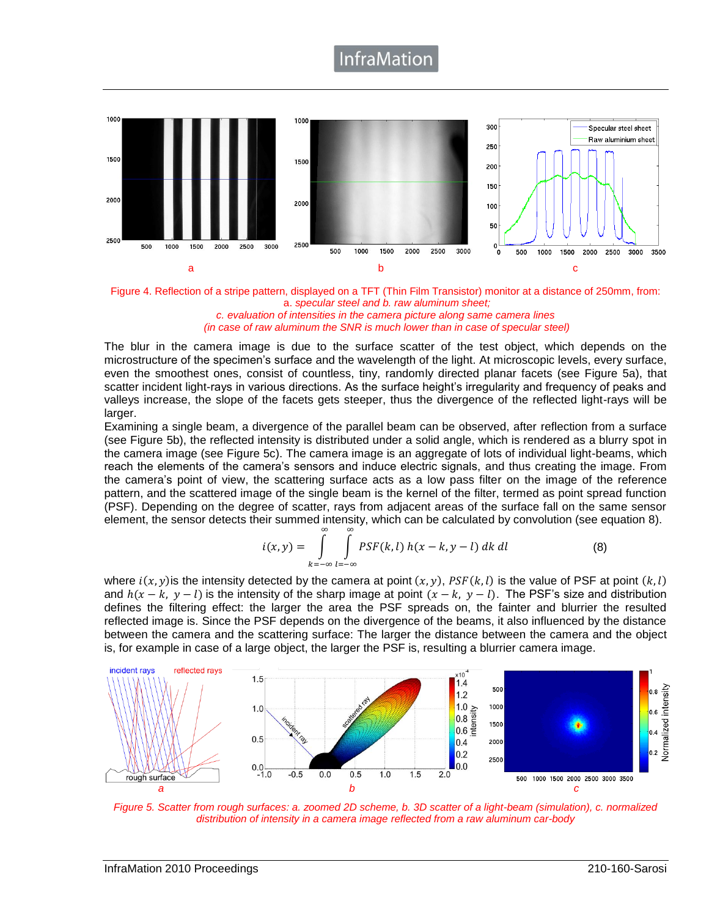Figure 4. Reflection of a stripe pattern, displayed on a TFT (Thin Film Transistor) monitor at a distance of 250mm, from: a. *specular steel and b. raw aluminum sheet;*
*c. evaluation of intensities in the camera picture along same camera lines*
*(in case of raw aluminum the SNR is much lower than in case of specular steel)*

The blur in the camera image is due to the surface scatter of the test object, which depends on the microstructure of the specimen's surface and the wavelength of the light. At microscopic levels, every surface, even the smoothest ones, consist of countless, tiny, randomly directed planar facets (see Figure 5a), that scatter incident light-rays in various directions. As the surface height's irregularity and frequency of peaks and valleys increase, the slope of the facets gets steeper, thus the divergence of the reflected light-rays will be larger.

Examining a single beam, a divergence of the parallel beam can be observed, after reflection from a surface (see Figure 5b), the reflected intensity is distributed under a solid angle, which is rendered as a blurry spot in the camera image (see Figure 5c). The camera image is an aggregate of lots of individual light-beams, which reach the elements of the camera's sensors and induce electric signals, and thus creating the image. From the camera's point of view, the scattering surface acts as a low pass filter on the image of the reference pattern, and the scattered image of the single beam is the kernel of the filter, termed as point spread function (PSF). Depending on the degree of scatter, rays from adjacent areas of the surface fall on the same sensor element, the sensor detects their summed intensity, which can be calculated by convolution (see equation 8).

$$i(x,y) = \int_{k=-\infty}^{\infty} \int_{l=-\infty}^{\infty} PSF(k,l)\, h(x-k, y-l)\, dk\, dl \qquad (8)$$

where $i(x,y)$ is the intensity detected by the camera at point $(x,y)$, $PSF(k,l)$ is the value of PSF at point $(k,l)$ and $h(x-k,\ y-l)$ is the intensity of the sharp image at point $(x-k,\ y-l)$. The PSF's size and distribution defines the filtering effect: the larger the area the PSF spreads on, the fainter and blurrier the resulted reflected image is. Since the PSF depends on the divergence of the beams, it also influenced by the distance between the camera and the scattering surface: The larger the distance between the camera and the object is, for example in case of a large object, the larger the PSF is, resulting a blurrier camera image.

*Figure 5. Scatter from rough surfaces: a. zoomed 2D scheme, b. 3D scatter of a light-beam (simulation), c. normalized distribution of intensity in a camera image reflected from a raw aluminum car-body*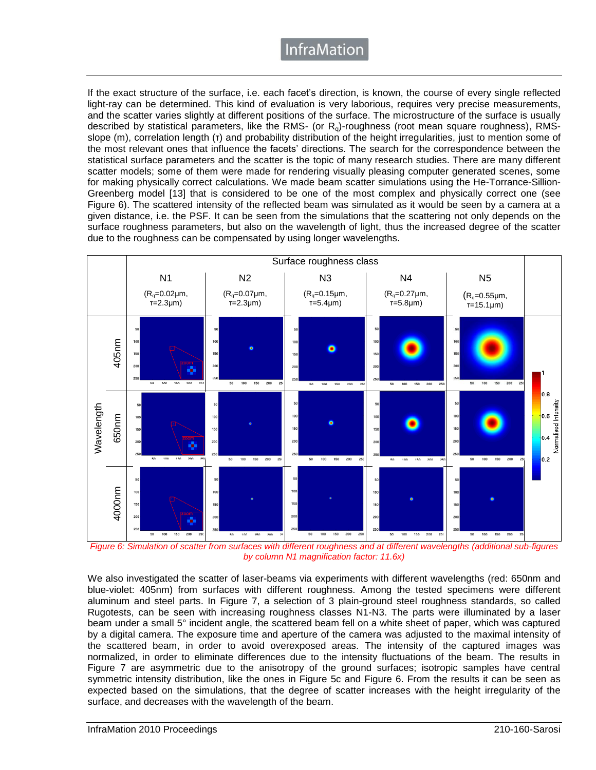If the exact structure of the surface, i.e. each facet's direction, is known, the course of every single reflected light-ray can be determined. This kind of evaluation is very laborious, requires very precise measurements, and the scatter varies slightly at different positions of the surface. The microstructure of the surface is usually described by statistical parameters, like the RMS- (or $R_q$)-roughness (root mean square roughness), RMS-slope (m), correlation length (τ) and probability distribution of the height irregularities, just to mention some of the most relevant ones that influence the facets' directions. The search for the correspondence between the statistical surface parameters and the scatter is the topic of many research studies. There are many different scatter models; some of them were made for rendering visually pleasing computer generated scenes, some for making physically correct calculations. We made beam scatter simulations using the He-Torrance-Sillion-Greenberg model [13] that is considered to be one of the most complex and physically correct one (see Figure 6). The scattered intensity of the reflected beam was simulated as it would be seen by a camera at a given distance, i.e. the PSF. It can be seen from the simulations that the scattering not only depends on the surface roughness parameters, but also on the wavelength of light, thus the increased degree of the scatter due to the roughness can be compensated by using longer wavelengths.

| | Surface roughness class | | | | |
|---|---|---|---|---|---|
| | N1 ($R_q$=0.02µm, τ=2.3µm) | N2 ($R_q$=0.07µm, τ=2.3µm) | N3 ($R_q$=0.15µm, τ=5.4µm) | N4 ($R_q$=0.27µm, τ=5.8µm) | N5 ($R_q$=0.55µm, τ=15.1µm) |
| Wavelength 405nm | | | | | |
| Wavelength 650nm | | | | | |
| Wavelength 4000nm | | | | | |

*Figure 6: Simulation of scatter from surfaces with different roughness and at different wavelengths (additional sub-figures by column N1 magnification factor: 11.6x)*

We also investigated the scatter of laser-beams via experiments with different wavelengths (red: 650nm and blue-violet: 405nm) from surfaces with different roughness. Among the tested specimens were different aluminum and steel parts. In Figure 7, a selection of 3 plain-ground steel roughness standards, so called Rugotests, can be seen with increasing roughness classes N1-N3. The parts were illuminated by a laser beam under a small 5° incident angle, the scattered beam fell on a white sheet of paper, which was captured by a digital camera. The exposure time and aperture of the camera was adjusted to the maximal intensity of the scattered beam, in order to avoid overexposed areas. The intensity of the captured images was normalized, in order to eliminate differences due to the intensity fluctuations of the beam. The results in Figure 7 are asymmetric due to the anisotropy of the ground surfaces; isotropic samples have central symmetric intensity distribution, like the ones in Figure 5c and Figure 6. From the results it can be seen as expected based on the simulations, that the degree of scatter increases with the height irregularity of the surface, and decreases with the wavelength of the beam.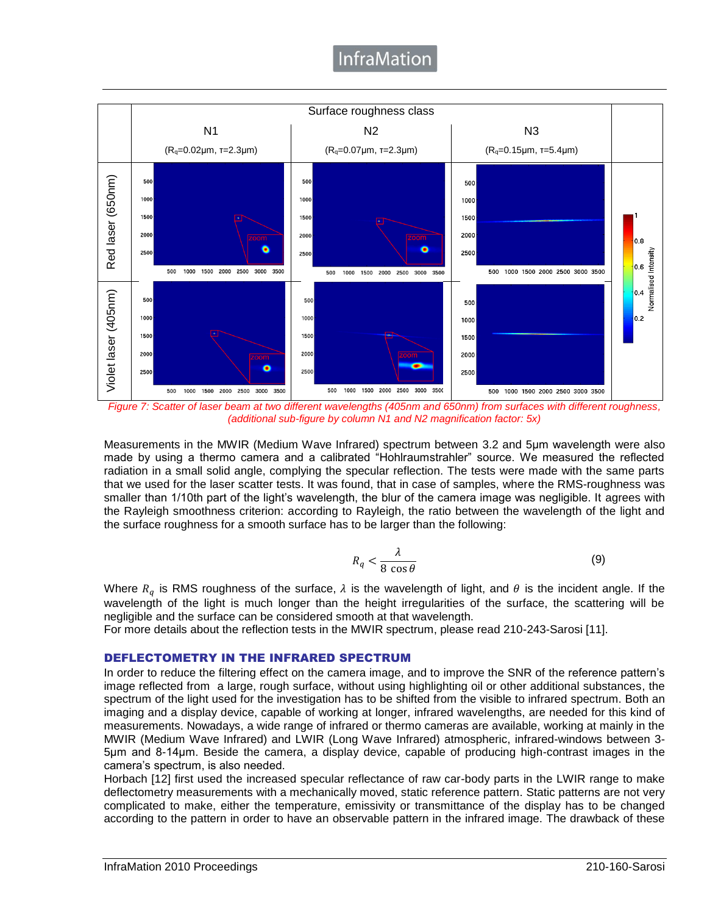| | Surface roughness class | | |
|---|---|---|---|
| | N1 | N2 | N3 |
| | ($R_q$=0.02µm, τ=2.3µm) | ($R_q$=0.07µm, τ=2.3µm) | ($R_q$=0.15µm, τ=5.4µm) |
| Red laser (650nm) | | | |
| Violet laser (405nm) | | | |

*Figure 7: Scatter of laser beam at two different wavelengths (405nm and 650nm) from surfaces with different roughness, (additional sub-figure by column N1 and N2 magnification factor: 5x)*

Measurements in the MWIR (Medium Wave Infrared) spectrum between 3.2 and 5µm wavelength were also made by using a thermo camera and a calibrated "Hohlraumstrahler" source. We measured the reflected radiation in a small solid angle, complying the specular reflection. The tests were made with the same parts that we used for the laser scatter tests. It was found, that in case of samples, where the RMS-roughness was smaller than 1/10th part of the light's wavelength, the blur of the camera image was negligible. It agrees with the Rayleigh smoothness criterion: according to Rayleigh, the ratio between the wavelength of the light and the surface roughness for a smooth surface has to be larger than the following:

$$R_q < \frac{\lambda}{8 \cos\theta} \qquad (9)$$

Where $R_q$ is RMS roughness of the surface, $\lambda$ is the wavelength of light, and $\theta$ is the incident angle. If the wavelength of the light is much longer than the height irregularities of the surface, the scattering will be negligible and the surface can be considered smooth at that wavelength.

For more details about the reflection tests in the MWIR spectrum, please read 210-243-Sarosi [11].

## DEFLECTOMETRY IN THE INFRARED SPECTRUM

In order to reduce the filtering effect on the camera image, and to improve the SNR of the reference pattern's image reflected from a large, rough surface, without using highlighting oil or other additional substances, the spectrum of the light used for the investigation has to be shifted from the visible to infrared spectrum. Both an imaging and a display device, capable of working at longer, infrared wavelengths, are needed for this kind of measurements. Nowadays, a wide range of infrared or thermo cameras are available, working at mainly in the MWIR (Medium Wave Infrared) and LWIR (Long Wave Infrared) atmospheric, infrared-windows between 3-5µm and 8-14µm. Beside the camera, a display device, capable of producing high-contrast images in the camera's spectrum, is also needed.

Horbach [12] first used the increased specular reflectance of raw car-body parts in the LWIR range to make deflectometry measurements with a mechanically moved, static reference pattern. Static patterns are not very complicated to make, either the temperature, emissivity or transmittance of the display has to be changed according to the pattern in order to have an observable pattern in the infrared image. The drawback of these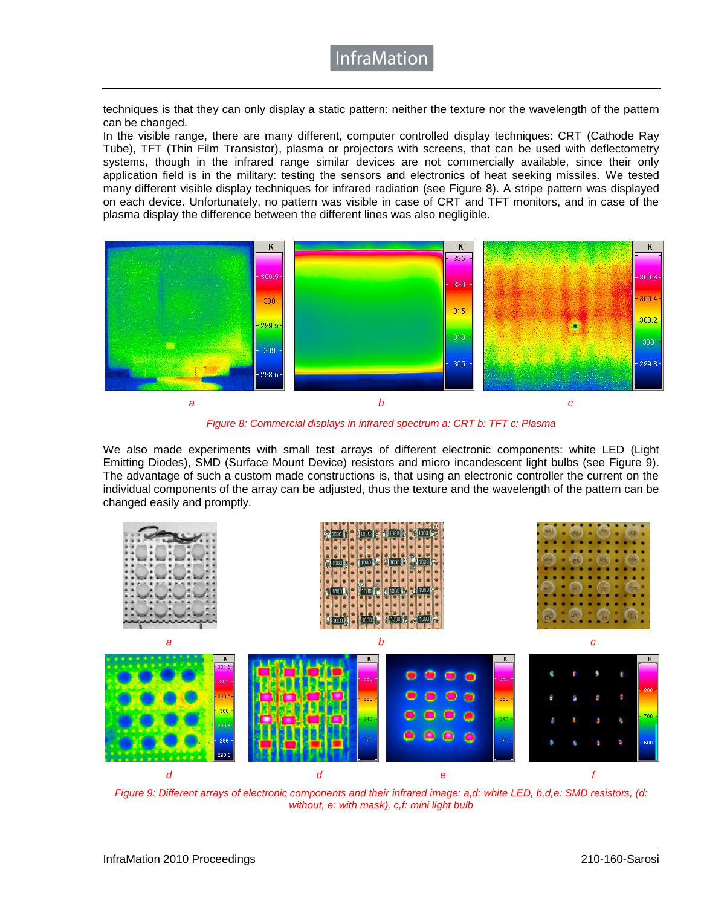techniques is that they can only display a static pattern: neither the texture nor the wavelength of the pattern can be changed.

In the visible range, there are many different, computer controlled display techniques: CRT (Cathode Ray Tube), TFT (Thin Film Transistor), plasma or projectors with screens, that can be used with deflectometry systems, though in the infrared range similar devices are not commercially available, since their only application field is in the military: testing the sensors and electronics of heat seeking missiles. We tested many different visible display techniques for infrared radiation (see Figure 8). A stripe pattern was displayed on each device. Unfortunately, no pattern was visible in case of CRT and TFT monitors, and in case of the plasma display the difference between the different lines was also negligible.

*Figure 8: Commercial displays in infrared spectrum a: CRT b: TFT c: Plasma*

We also made experiments with small test arrays of different electronic components: white LED (Light Emitting Diodes), SMD (Surface Mount Device) resistors and micro incandescent light bulbs (see Figure 9). The advantage of such a custom made constructions is, that using an electronic controller the current on the individual components of the array can be adjusted, thus the texture and the wavelength of the pattern can be changed easily and promptly.

*Figure 9: Different arrays of electronic components and their infrared image: a,d: white LED, b,d,e: SMD resistors, (d: without, e: with mask), c,f: mini light bulb*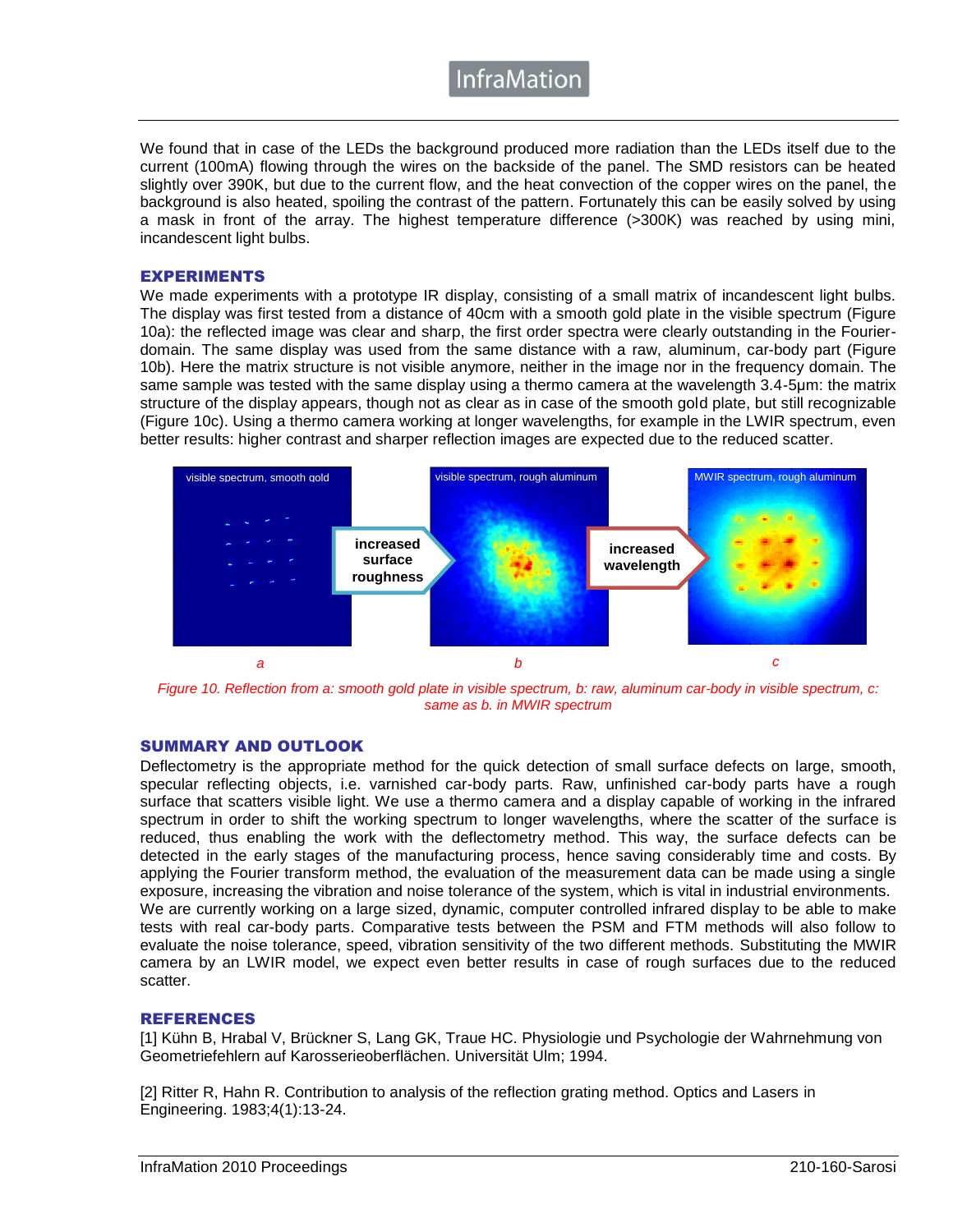We found that in case of the LEDs the background produced more radiation than the LEDs itself due to the current (100mA) flowing through the wires on the backside of the panel. The SMD resistors can be heated slightly over 390K, but due to the current flow, and the heat convection of the copper wires on the panel, the background is also heated, spoiling the contrast of the pattern. Fortunately this can be easily solved by using a mask in front of the array. The highest temperature difference (>300K) was reached by using mini, incandescent light bulbs.

## EXPERIMENTS

We made experiments with a prototype IR display, consisting of a small matrix of incandescent light bulbs. The display was first tested from a distance of 40cm with a smooth gold plate in the visible spectrum (Figure 10a): the reflected image was clear and sharp, the first order spectra were clearly outstanding in the Fourier-domain. The same display was used from the same distance with a raw, aluminum, car-body part (Figure 10b). Here the matrix structure is not visible anymore, neither in the image nor in the frequency domain. The same sample was tested with the same display using a thermo camera at the wavelength 3.4-5µm: the matrix structure of the display appears, though not as clear as in case of the smooth gold plate, but still recognizable (Figure 10c). Using a thermo camera working at longer wavelengths, for example in the LWIR spectrum, even better results: higher contrast and sharper reflection images are expected due to the reduced scatter.

*Figure 10. Reflection from a: smooth gold plate in visible spectrum, b: raw, aluminum car-body in visible spectrum, c: same as b. in MWIR spectrum*

## SUMMARY AND OUTLOOK

Deflectometry is the appropriate method for the quick detection of small surface defects on large, smooth, specular reflecting objects, i.e. varnished car-body parts. Raw, unfinished car-body parts have a rough surface that scatters visible light. We use a thermo camera and a display capable of working in the infrared spectrum in order to shift the working spectrum to longer wavelengths, where the scatter of the surface is reduced, thus enabling the work with the deflectometry method. This way, the surface defects can be detected in the early stages of the manufacturing process, hence saving considerably time and costs. By applying the Fourier transform method, the evaluation of the measurement data can be made using a single exposure, increasing the vibration and noise tolerance of the system, which is vital in industrial environments.
We are currently working on a large sized, dynamic, computer controlled infrared display to be able to make tests with real car-body parts. Comparative tests between the PSM and FTM methods will also follow to evaluate the noise tolerance, speed, vibration sensitivity of the two different methods. Substituting the MWIR camera by an LWIR model, we expect even better results in case of rough surfaces due to the reduced scatter.

## REFERENCES

[1] Kühn B, Hrabal V, Brückner S, Lang GK, Traue HC. Physiologie und Psychologie der Wahrnehmung von Geometriefehlern auf Karosserieoberflächen. Universität Ulm; 1994.

[2] Ritter R, Hahn R. Contribution to analysis of the reflection grating method. Optics and Lasers in Engineering. 1983;4(1):13-24.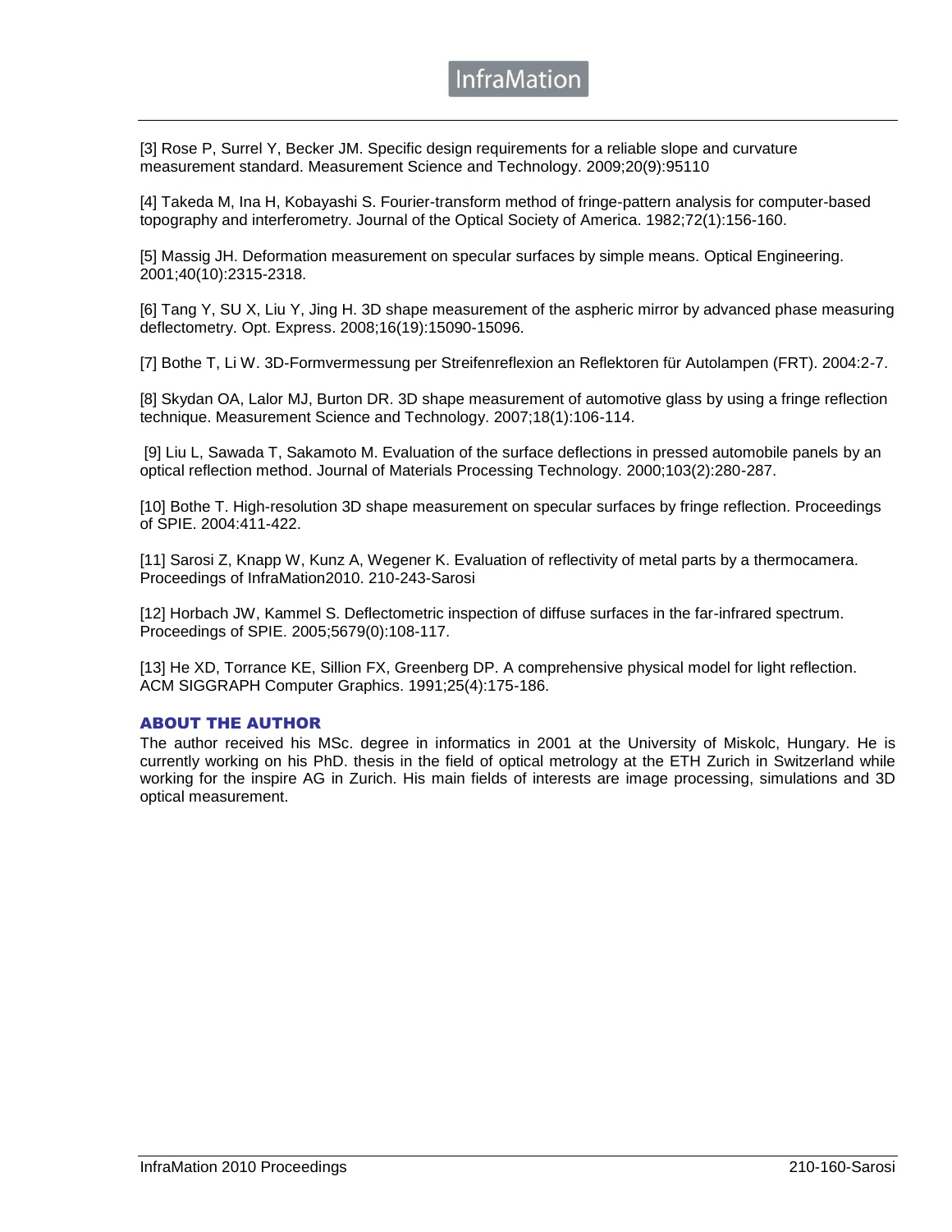[3] Rose P, Surrel Y, Becker JM. Specific design requirements for a reliable slope and curvature measurement standard. Measurement Science and Technology. 2009;20(9):95110

[4] Takeda M, Ina H, Kobayashi S. Fourier-transform method of fringe-pattern analysis for computer-based topography and interferometry. Journal of the Optical Society of America. 1982;72(1):156-160.

[5] Massig JH. Deformation measurement on specular surfaces by simple means. Optical Engineering. 2001;40(10):2315-2318.

[6] Tang Y, SU X, Liu Y, Jing H. 3D shape measurement of the aspheric mirror by advanced phase measuring deflectometry. Opt. Express. 2008;16(19):15090-15096.

[7] Bothe T, Li W. 3D-Formvermessung per Streifenreflexion an Reflektoren für Autolampen (FRT). 2004:2-7.

[8] Skydan OA, Lalor MJ, Burton DR. 3D shape measurement of automotive glass by using a fringe reflection technique. Measurement Science and Technology. 2007;18(1):106-114.

[9] Liu L, Sawada T, Sakamoto M. Evaluation of the surface deflections in pressed automobile panels by an optical reflection method. Journal of Materials Processing Technology. 2000;103(2):280-287.

[10] Bothe T. High-resolution 3D shape measurement on specular surfaces by fringe reflection. Proceedings of SPIE. 2004:411-422.

[11] Sarosi Z, Knapp W, Kunz A, Wegener K. Evaluation of reflectivity of metal parts by a thermocamera. Proceedings of InfraMation2010. 210-243-Sarosi

[12] Horbach JW, Kammel S. Deflectometric inspection of diffuse surfaces in the far-infrared spectrum. Proceedings of SPIE. 2005;5679(0):108-117.

[13] He XD, Torrance KE, Sillion FX, Greenberg DP. A comprehensive physical model for light reflection. ACM SIGGRAPH Computer Graphics. 1991;25(4):175-186.

## ABOUT THE AUTHOR

The author received his MSc. degree in informatics in 2001 at the University of Miskolc, Hungary. He is currently working on his PhD. thesis in the field of optical metrology at the ETH Zurich in Switzerland while working for the inspire AG in Zurich. His main fields of interests are image processing, simulations and 3D optical measurement.